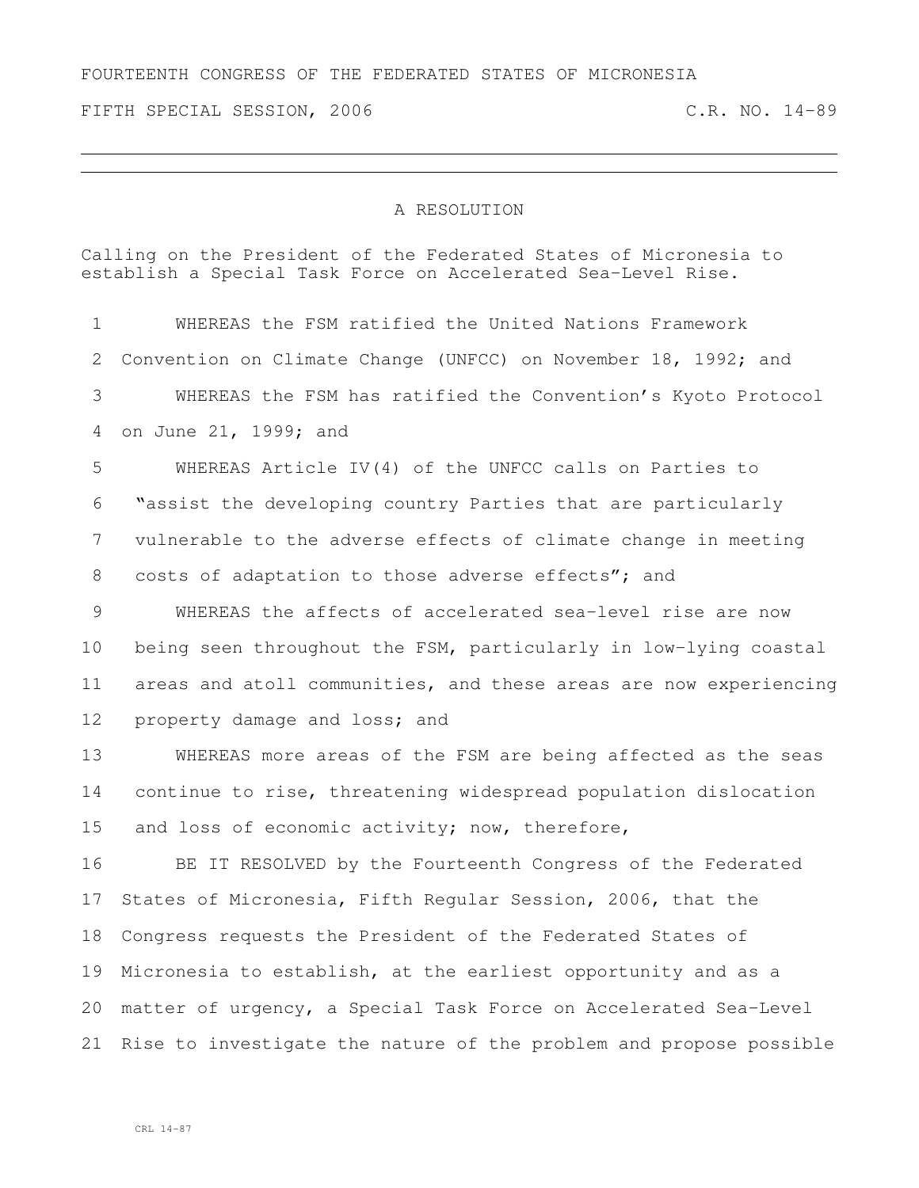FOURTEENTH CONGRESS OF THE FEDERATED STATES OF MICRONESIA

FIFTH SPECIAL SESSION, 2006 C.R. NO. 14-89

---

A RESOLUTION

Calling on the President of the Federated States of Micronesia to establish a Special Task Force on Accelerated Sea-Level Rise.

1 WHEREAS the FSM ratified the United Nations Framework
2 Convention on Climate Change (UNFCC) on November 18, 1992; and
3 WHEREAS the FSM has ratified the Convention's Kyoto Protocol
4 on June 21, 1999; and
5 WHEREAS Article IV(4) of the UNFCC calls on Parties to
6 "assist the developing country Parties that are particularly
7 vulnerable to the adverse effects of climate change in meeting
8 costs of adaptation to those adverse effects"; and
9 WHEREAS the affects of accelerated sea-level rise are now
10 being seen throughout the FSM, particularly in low-lying coastal
11 areas and atoll communities, and these areas are now experiencing
12 property damage and loss; and
13 WHEREAS more areas of the FSM are being affected as the seas
14 continue to rise, threatening widespread population dislocation
15 and loss of economic activity; now, therefore,
16 BE IT RESOLVED by the Fourteenth Congress of the Federated
17 States of Micronesia, Fifth Regular Session, 2006, that the
18 Congress requests the President of the Federated States of
19 Micronesia to establish, at the earliest opportunity and as a
20 matter of urgency, a Special Task Force on Accelerated Sea-Level
21 Rise to investigate the nature of the problem and propose possible

CRL 14-87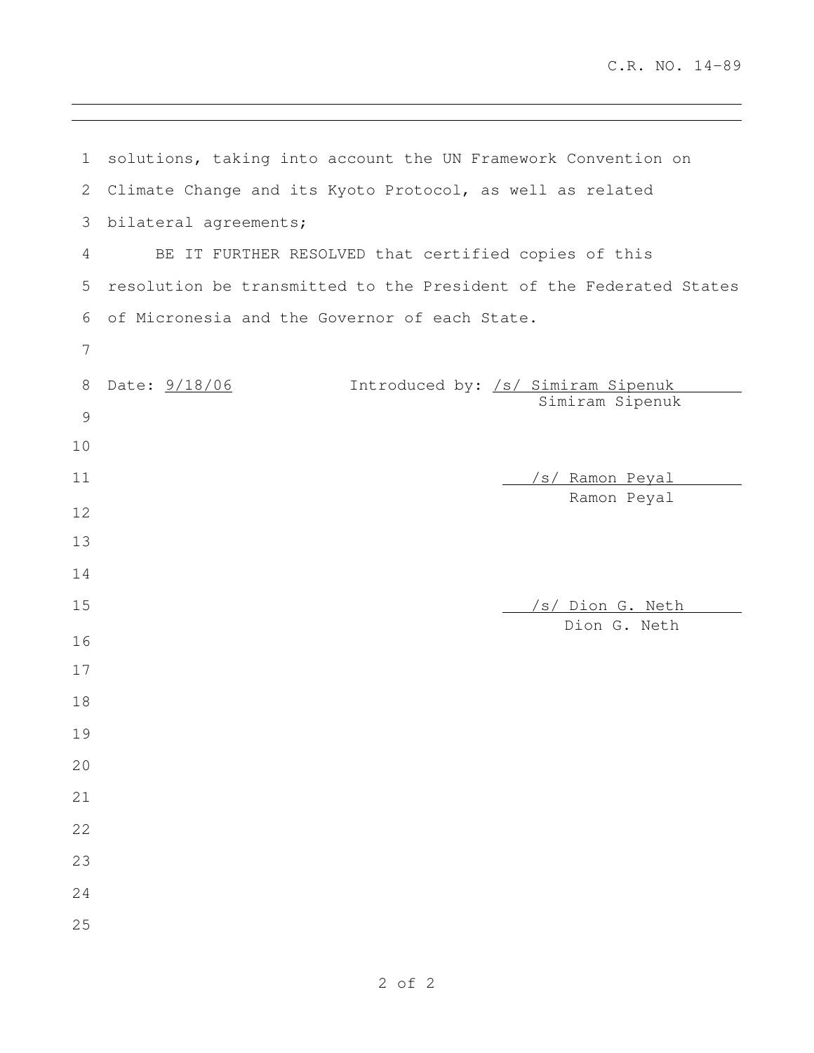solutions, taking into account the UN Framework Convention on Climate Change and its Kyoto Protocol, as well as related bilateral agreements;

BE IT FURTHER RESOLVED that certified copies of this resolution be transmitted to the President of the Federated States of Micronesia and the Governor of each State.

Date: 9/18/06

Introduced by: /s/ Simiram Sipenuk
Simiram Sipenuk

/s/ Ramon Peyal
Ramon Peyal

/s/ Dion G. Neth
Dion G. Neth